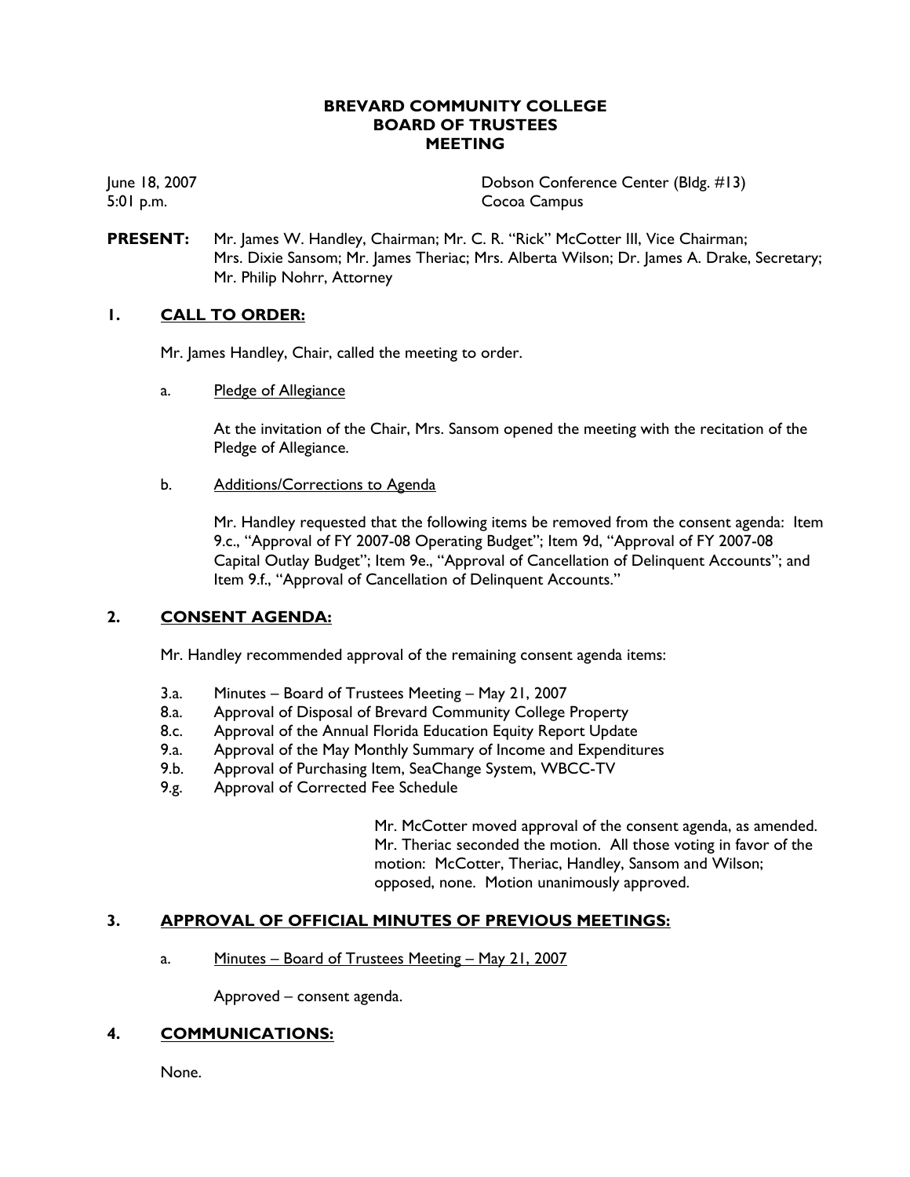# BREVARD COMMUNITY COLLEGE
# BOARD OF TRUSTEES
# MEETING

June 18, 2007
5:01 p.m.

Dobson Conference Center (Bldg. #13)
Cocoa Campus

**PRESENT:** Mr. James W. Handley, Chairman; Mr. C. R. "Rick" McCotter III, Vice Chairman; Mrs. Dixie Sansom; Mr. James Theriac; Mrs. Alberta Wilson; Dr. James A. Drake, Secretary; Mr. Philip Nohrr, Attorney

## 1. CALL TO ORDER:

Mr. James Handley, Chair, called the meeting to order.

a. Pledge of Allegiance

At the invitation of the Chair, Mrs. Sansom opened the meeting with the recitation of the Pledge of Allegiance.

b. Additions/Corrections to Agenda

Mr. Handley requested that the following items be removed from the consent agenda: Item 9.c., "Approval of FY 2007-08 Operating Budget"; Item 9d, "Approval of FY 2007-08 Capital Outlay Budget"; Item 9e., "Approval of Cancellation of Delinquent Accounts"; and Item 9.f., "Approval of Cancellation of Delinquent Accounts."

## 2. CONSENT AGENDA:

Mr. Handley recommended approval of the remaining consent agenda items:

- 3.a. Minutes – Board of Trustees Meeting – May 21, 2007
- 8.a. Approval of Disposal of Brevard Community College Property
- 8.c. Approval of the Annual Florida Education Equity Report Update
- 9.a. Approval of the May Monthly Summary of Income and Expenditures
- 9.b. Approval of Purchasing Item, SeaChange System, WBCC-TV
- 9.g. Approval of Corrected Fee Schedule

Mr. McCotter moved approval of the consent agenda, as amended. Mr. Theriac seconded the motion. All those voting in favor of the motion: McCotter, Theriac, Handley, Sansom and Wilson; opposed, none. Motion unanimously approved.

## 3. APPROVAL OF OFFICIAL MINUTES OF PREVIOUS MEETINGS:

a. Minutes – Board of Trustees Meeting – May 21, 2007

Approved – consent agenda.

## 4. COMMUNICATIONS:

None.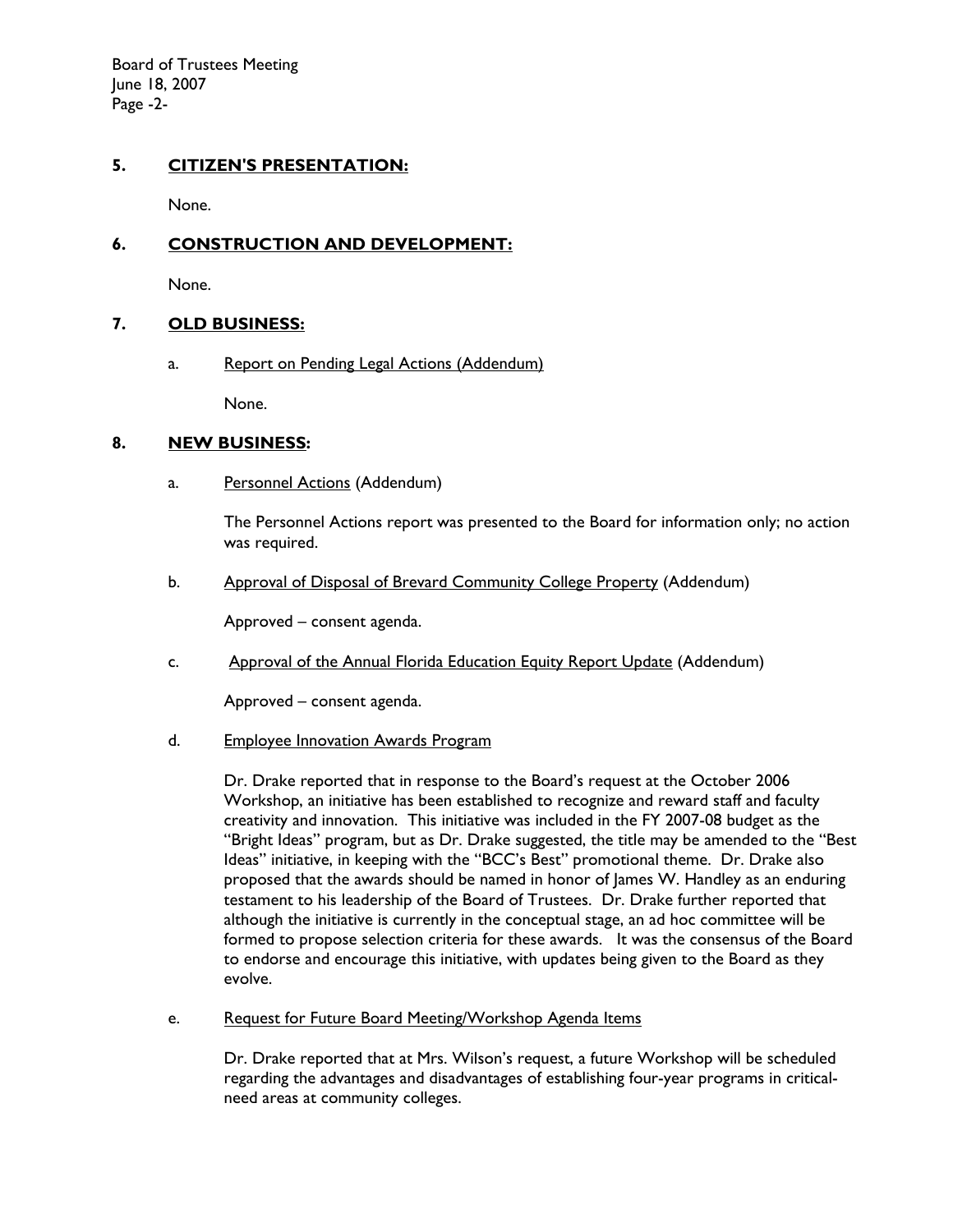## 5. CITIZEN'S PRESENTATION:

None.

## 6. CONSTRUCTION AND DEVELOPMENT:

None.

## 7. OLD BUSINESS:

a. Report on Pending Legal Actions (Addendum)

None.

## 8. NEW BUSINESS:

a. Personnel Actions (Addendum)

The Personnel Actions report was presented to the Board for information only; no action was required.

b. Approval of Disposal of Brevard Community College Property (Addendum)

Approved – consent agenda.

c. Approval of the Annual Florida Education Equity Report Update (Addendum)

Approved – consent agenda.

d. Employee Innovation Awards Program

Dr. Drake reported that in response to the Board's request at the October 2006 Workshop, an initiative has been established to recognize and reward staff and faculty creativity and innovation. This initiative was included in the FY 2007-08 budget as the "Bright Ideas" program, but as Dr. Drake suggested, the title may be amended to the "Best Ideas" initiative, in keeping with the "BCC's Best" promotional theme. Dr. Drake also proposed that the awards should be named in honor of James W. Handley as an enduring testament to his leadership of the Board of Trustees. Dr. Drake further reported that although the initiative is currently in the conceptual stage, an ad hoc committee will be formed to propose selection criteria for these awards. It was the consensus of the Board to endorse and encourage this initiative, with updates being given to the Board as they evolve.

e. Request for Future Board Meeting/Workshop Agenda Items

Dr. Drake reported that at Mrs. Wilson's request, a future Workshop will be scheduled regarding the advantages and disadvantages of establishing four-year programs in critical-need areas at community colleges.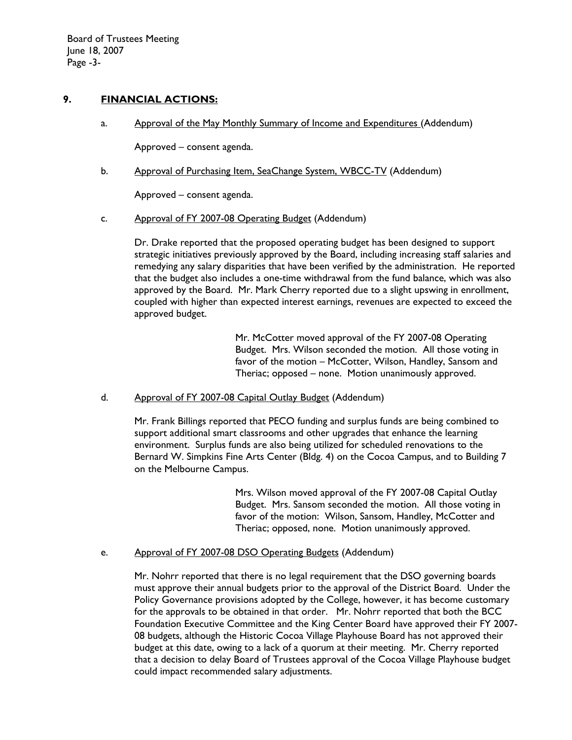## 9. **FINANCIAL ACTIONS:**

a. Approval of the May Monthly Summary of Income and Expenditures (Addendum)

Approved – consent agenda.

b. Approval of Purchasing Item, SeaChange System, WBCC-TV (Addendum)

Approved – consent agenda.

c. Approval of FY 2007-08 Operating Budget (Addendum)

Dr. Drake reported that the proposed operating budget has been designed to support strategic initiatives previously approved by the Board, including increasing staff salaries and remedying any salary disparities that have been verified by the administration. He reported that the budget also includes a one-time withdrawal from the fund balance, which was also approved by the Board. Mr. Mark Cherry reported due to a slight upswing in enrollment, coupled with higher than expected interest earnings, revenues are expected to exceed the approved budget.

> Mr. McCotter moved approval of the FY 2007-08 Operating Budget. Mrs. Wilson seconded the motion. All those voting in favor of the motion – McCotter, Wilson, Handley, Sansom and Theriac; opposed – none. Motion unanimously approved.

d. Approval of FY 2007-08 Capital Outlay Budget (Addendum)

Mr. Frank Billings reported that PECO funding and surplus funds are being combined to support additional smart classrooms and other upgrades that enhance the learning environment. Surplus funds are also being utilized for scheduled renovations to the Bernard W. Simpkins Fine Arts Center (Bldg. 4) on the Cocoa Campus, and to Building 7 on the Melbourne Campus.

> Mrs. Wilson moved approval of the FY 2007-08 Capital Outlay Budget. Mrs. Sansom seconded the motion. All those voting in favor of the motion: Wilson, Sansom, Handley, McCotter and Theriac; opposed, none. Motion unanimously approved.

e. Approval of FY 2007-08 DSO Operating Budgets (Addendum)

Mr. Nohrr reported that there is no legal requirement that the DSO governing boards must approve their annual budgets prior to the approval of the District Board. Under the Policy Governance provisions adopted by the College, however, it has become customary for the approvals to be obtained in that order. Mr. Nohrr reported that both the BCC Foundation Executive Committee and the King Center Board have approved their FY 2007-08 budgets, although the Historic Cocoa Village Playhouse Board has not approved their budget at this date, owing to a lack of a quorum at their meeting. Mr. Cherry reported that a decision to delay Board of Trustees approval of the Cocoa Village Playhouse budget could impact recommended salary adjustments.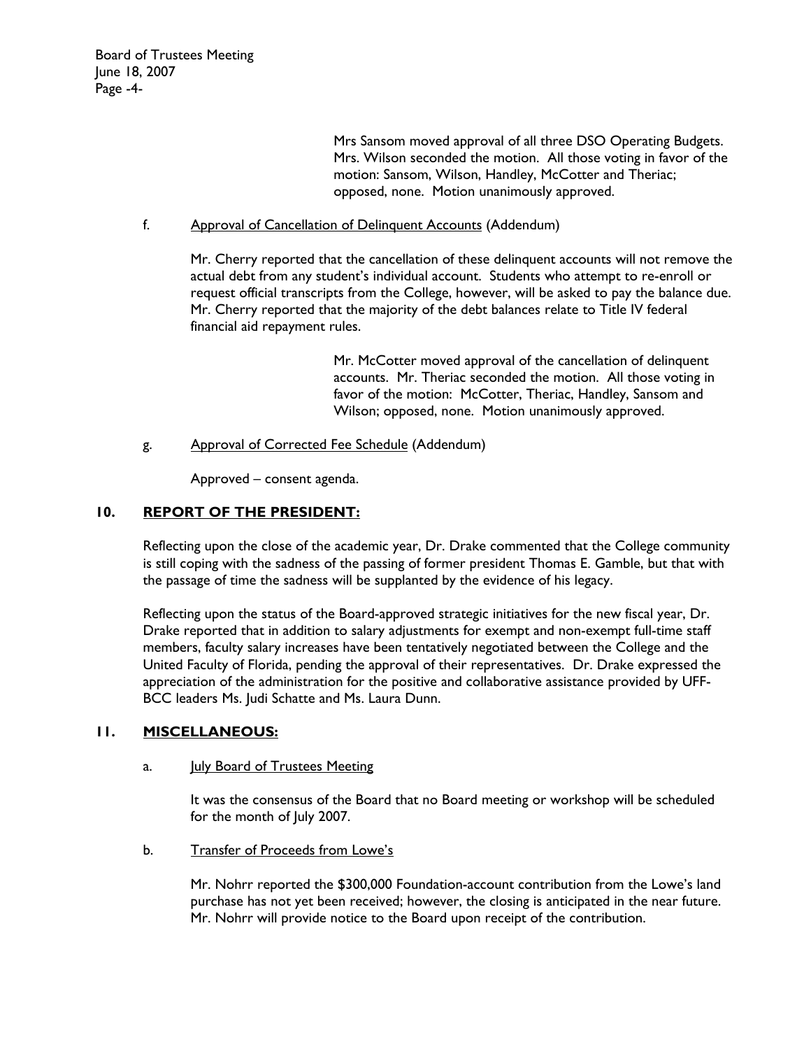Mrs Sansom moved approval of all three DSO Operating Budgets. Mrs. Wilson seconded the motion. All those voting in favor of the motion: Sansom, Wilson, Handley, McCotter and Theriac; opposed, none. Motion unanimously approved.

f. Approval of Cancellation of Delinquent Accounts (Addendum)

Mr. Cherry reported that the cancellation of these delinquent accounts will not remove the actual debt from any student's individual account. Students who attempt to re-enroll or request official transcripts from the College, however, will be asked to pay the balance due. Mr. Cherry reported that the majority of the debt balances relate to Title IV federal financial aid repayment rules.

Mr. McCotter moved approval of the cancellation of delinquent accounts. Mr. Theriac seconded the motion. All those voting in favor of the motion: McCotter, Theriac, Handley, Sansom and Wilson; opposed, none. Motion unanimously approved.

g. Approval of Corrected Fee Schedule (Addendum)

Approved – consent agenda.

## 10. REPORT OF THE PRESIDENT:

Reflecting upon the close of the academic year, Dr. Drake commented that the College community is still coping with the sadness of the passing of former president Thomas E. Gamble, but that with the passage of time the sadness will be supplanted by the evidence of his legacy.

Reflecting upon the status of the Board-approved strategic initiatives for the new fiscal year, Dr. Drake reported that in addition to salary adjustments for exempt and non-exempt full-time staff members, faculty salary increases have been tentatively negotiated between the College and the United Faculty of Florida, pending the approval of their representatives. Dr. Drake expressed the appreciation of the administration for the positive and collaborative assistance provided by UFF-BCC leaders Ms. Judi Schatte and Ms. Laura Dunn.

## 11. MISCELLANEOUS:

a. July Board of Trustees Meeting

It was the consensus of the Board that no Board meeting or workshop will be scheduled for the month of July 2007.

b. Transfer of Proceeds from Lowe's

Mr. Nohrr reported the $300,000 Foundation-account contribution from the Lowe's land purchase has not yet been received; however, the closing is anticipated in the near future. Mr. Nohrr will provide notice to the Board upon receipt of the contribution.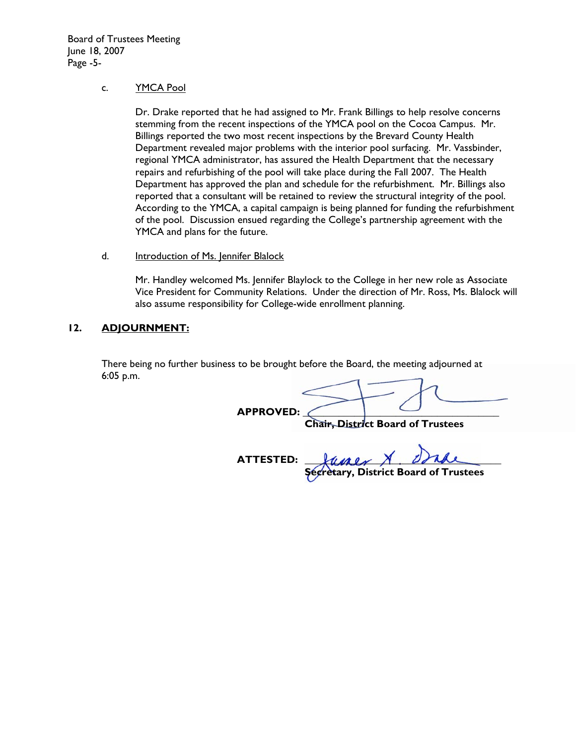c. <u>YMCA Pool</u>

Dr. Drake reported that he had assigned to Mr. Frank Billings to help resolve concerns stemming from the recent inspections of the YMCA pool on the Cocoa Campus. Mr. Billings reported the two most recent inspections by the Brevard County Health Department revealed major problems with the interior pool surfacing. Mr. Vassbinder, regional YMCA administrator, has assured the Health Department that the necessary repairs and refurbishing of the pool will take place during the Fall 2007. The Health Department has approved the plan and schedule for the refurbishment. Mr. Billings also reported that a consultant will be retained to review the structural integrity of the pool. According to the YMCA, a capital campaign is being planned for funding the refurbishment of the pool. Discussion ensued regarding the College's partnership agreement with the YMCA and plans for the future.

d. <u>Introduction of Ms. Jennifer Blalock</u>

Mr. Handley welcomed Ms. Jennifer Blaylock to the College in her new role as Associate Vice President for Community Relations. Under the direction of Mr. Ross, Ms. Blalock will also assume responsibility for College-wide enrollment planning.

## 12. ADJOURNMENT:

There being no further business to be brought before the Board, the meeting adjourned at 6:05 p.m.

**APPROVED:** ______________________________
**Chair, District Board of Trustees**

**ATTESTED:** ______________________________
**Secretary, District Board of Trustees**